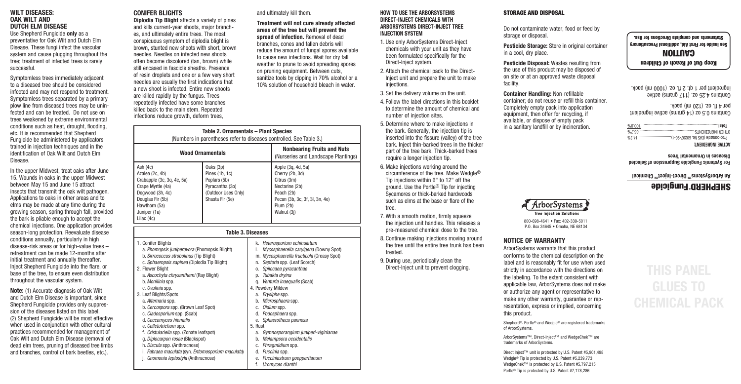## WILT DISEASES: OAK WILT AND DUTCH ELM DISEASE

Use Shepherd Fungicide **only** as a preventative for Oak Wilt and Dutch Elm Disease. These fungi infect the vascular system and cause plugging throughout the tree; treatment of infected trees is rarely successful.

Symptomless trees immediately adjacent to a diseased tree should be considered infected and may not respond to treatment. Symptomless trees separated by a primary plow line from diseased trees may be uninfected and can be treated. Do not use on trees weakened by extreme environmental conditions such as heat, drought, flooding, etc. It is recommended that Shepherd Fungicide be administered by applicators trained in injection techniques and in the identification of Oak Wilt and Dutch Elm Disease.

In the upper Midwest, treat oaks after June 15. Wounds in oaks in the upper Midwest between May 15 and June 15 attract insects that transmit the oak wilt pathogen. Applications to oaks in other areas and to elms may be made at any time during the growing season, spring through fall, provided the bark is pliable enough to accept the chemical injections. One application provides season-long protection. Reevaluate disease conditions annually, particularly in high disease-risk areas or for high-value trees – retreatment can be made 12-months after initial treatment and annually thereafter. Inject Shepherd Fungicide into the flare, or base of the tree, to ensure even distribution throughout the vascular system.

**Note:** (1) Accurate diagnosis of Oak Wilt and Dutch Elm Disease is important, since Shepherd Fungicide provides only suppression of the diseases listed on this label. (2) Shepherd Fungicide will be most effective when used in conjunction with other cultural practices recommended for management of Oak Wilt and Dutch Elm Disease (removal of dead elm trees, pruning of diseased tree limbs and branches, control of bark beetles, etc.).

## CONIFER BLIGHTS

**Diplodia Tip Blight** affects a variety of pines and kills current-year shoots, major branches, and ultimately entire trees. The most conspicuous symptom of diplodia blight is brown, stunted new shoots with short, brown needles. Needles on infected new shoots often become discolored (tan, brown) while still encased in fascicle sheaths. Presence of resin droplets and one or a few very short needles are usually the first indications that a new shoot is infected. Entire new shoots are killed rapidly by the fungus. Trees repeatedly infected have some branches killed back to the main stem. Repeated infections reduce growth, deform trees, and ultimately kill them.

**Treatment will not cure already affected areas of the tree but will prevent the spread of infection.** Removal of dead branches, cones and fallen debris will reduce the amount of fungal spores available to cause new infections. Wait for dry fall weather to prune to avoid spreading spores on pruning equipment. Between cuts, sanitize tools by dipping in 70% alcohol or a 10% solution of household bleach in water.

**Table 2. Ornamentals – Plant Species**
(Numbers in parentheses refer to diseases controlled. See Table 3.)

| Wood Ornamentals | | Nonbearing Fruits and Nuts (Nurseries and Landscape Plantings) |
|---|---|---|
| Ash (4c)<br>Azalea (2c, 4b)<br>Crabapple (3c, 3q, 4c, 5a)<br>Crape Myrtle (4a)<br>Dogwood (3h, 4c)<br>Douglas Fir (5b)<br>Hawthorn (5a)<br>Juniper (1a)<br>Lilac (4c) | Oaks (3p)<br>Pines (1b, 1c)<br>Poplars (5b)<br>Pyracantha (3o)<br>(Outdoor Uses Only)<br>Shasta Fir (5e) | Apple (3q, 4d, 5a)<br>Cherry (2b, 3d)<br>Citrus (3m)<br>Nectarine (2b)<br>Peach (2b)<br>Pecan (3b, 3c, 3f, 3l, 3n, 4e)<br>Plum (2b)<br>Walnut (3j) |

**Table 3. Diseases**

| | |
|---|---|
| 1. Conifer Blights<br>a. *Phomopsis juniperovora* (Phomopsis Blight)<br>b. *Sirrococcus strobolinus* (Tip Blight)<br>c. *Sphaeropsis sapinea* (Diplodia Tip Blight)<br>2. Flower Blight<br>a. *Ascochyta chrysanthemi* (Ray Blight)<br>b. *Monilinia* spp.<br>c. *Ovulinia* spp.<br>3. Leaf Blights/Spots<br>a. *Alternaria* spp.<br>b. *Cercospora* spp. (Brown Leaf Spot)<br>c. *Cladosporium* spp. (Scab)<br>d. *Coccomyces hiemalis*<br>e. *Colletotrichum* spp.<br>f. *Cristulariella* spp. (Zonate leafspot)<br>g. *Diplocarpon rosae* (Blackspot)<br>h. *Discula* spp. (Anthracnose)<br>i. *Fabraea maculata* (syn. *Entomosporium maculata*)<br>j. *Gnomonia leptostyla* (Anthracnose) | k. *Heterosporium echinulatum*<br>l. *Mycosphaerella caryigena* (Downy Spot)<br>m. *Mycosphaerella fructicola* (Greasy Spot)<br>n. *Septoria* spp. (Leaf Scorch)<br>o. *Spilocaea pyracanthae*<br>p. *Tubakia dryina*<br>q. *Venturia inaequalis* (Scab)<br>4. Powdery Mildew<br>a. *Erysiphe* spp.<br>b. *Microsphaera* spp.<br>c. *Oidium* spp.<br>d. *Podosphaera* spp.<br>e. *Sphaerotheca pannosa*<br>5. Rust<br>a. *Gymnosporangium juniperi-viginianae*<br>b. *Melampsora occidentalis*<br>c. *Phragmidium* spp.<br>d. *Puccinia* spp.<br>e. *Pucciniastrum goeppertianum*<br>f. *Uromyces dianthi* |

### HOW TO USE THE ARBORSYSTEMS DIRECT-INJECT CHEMICALS WITH ARBORSYSTEMS DIRECT-INJECT TREE INJECTION SYSTEM

1. Use only ArborSystems Direct-Inject chemicals with your unit as they have been formulated specifically for the Direct-Inject system.
2. Attach the chemical pack to the Direct-Inject unit and prepare the unit to make injections.
3. Set the delivery volume on the unit.
4. Follow the label directions in this booklet to determine the amount of chemical and number of injection sites.
5. Determine where to make injections in the bark. Generally, the injection tip is inserted into the fissure (valley) of the tree bark. Inject thin-barked trees in the thicker part of the tree bark. Thick-barked trees require a longer injection tip.
6. Make injections working around the circumference of the tree. Make Wedgle® Tip injections within 6" to 12" off the ground. Use the Portle® Tip for injecting Sycamores or thick-barked hardwoods such as elms at the base or flare of the tree.
7. With a smooth motion, firmly squeeze the injection unit handles. This releases a pre-measured chemical dose to the tree.
8. Continue making injections moving around the tree until the entire tree trunk has been treated.
9. During use, periodically clean the Direct-Inject unit to prevent clogging.

## STORAGE AND DISPOSAL

Do not contaminate water, food or feed by storage or disposal.

**Pesticide Storage:** Store in original container in a cool, dry place.

**Pesticide Disposal:** Wastes resulting from the use of this product may be disposed of on site or at an approved waste disposal facility.

**Container Handling:** Non-refillable container; do not reuse or refill this container. Completely empty pack into application equipment, then offer for recycling, if available, or dispose of empty pack in a sanitary landfill or by incineration.

ArborSystems
Tree Injection Solutions
800-698-4641 • Fax: 402-339-5011
P.O. Box 34645 • Omaha, NE 68134

## NOTICE OF WARRANTY

ArborSystems warrants that this product conforms to the chemical description on the label and is reasonably fit for use when used strictly in accordance with the directions on the labeling. To the extent consistent with applicable law, ArborSystems does not make or authorize any agent or representative to make any other warranty, guarantee or representation, express or implied, concerning this product.

Shepherd®, Portle® and Wedgle® are registered trademarks of ArborSystems.

ArborSystems™, Direct-Inject™ and WedgeChek™ are trademarks of ArborSystems.

Direct Inject™ unit is protected by U.S. Patent #5,901,498
Wedgle® Tip is protected by U.S. Patent #5,239,773
WedgeChek™ is protected by U.S. Patent #5,797,215
Portle® Tip is protected by U.S. Patent #7,178,286

# SHEPHERD® Fungicide

**An ArborSystems™ Direct-Inject™ Chemical**

**For Systemic Fungicide Suppression of Selected Diseases in Ornamental Trees**

**ACTIVE INGREDIENT:**

| | |
|---|---|
| Propiconazole (CAS No. 60207-90-1) | 14.3% |
| OTHER INGREDIENTS | 85.7% |
| **Total** | 100.00% |

Contains 0.5 oz (14 grams) active ingredient per 4 fl. oz. (120 ml) pack.

Contains 4.25 oz. (117 grams) active ingredient per 1 qt. 2 fl. oz. (1000 ml) pack.

**Keep Out of Reach of Children**

**CAUTION**

**See inside for First Aid, additional Precautionary Statements and complete Directions for Use.**

THIS PANEL GLUES TO CHEMICAL PACK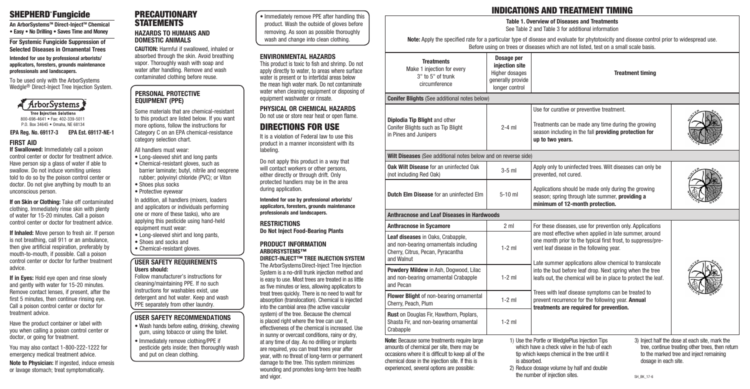# SHEPHERD® Fungicide

**An ArborSystems™ Direct-Inject™ Chemical**
**• Easy • No Drilling • Saves Time and Money**

**For Systemic Fungicide Suppression of Selected Diseases in Ornamental Trees**

**Intended for use by professional arborists/ applicators, foresters, grounds maintenance professionals and landscapers.**

To be used only with the ArborSystems Wedgle® Direct-Inject Tree Injection System.

ArborSystems
Tree Injection Solutions
800-698-4641 • Fax: 402-339-5011
P.O. Box 34645 • Omaha, NE 68134

**EPA Reg. No. 69117-3 EPA Est. 69117-NE-1**

## FIRST AID

**If Swallowed:** Immediately call a poison control center or doctor for treatment advice. Have person sip a glass of water if able to swallow. Do not induce vomiting unless told to do so by the poison control center or doctor. Do not give anything by mouth to an unconscious person.

**If on Skin or Clothing:** Take off contaminated clothing. Immediately rinse skin with plenty of water for 15-20 minutes. Call a poison control center or doctor for treatment advice.

**If Inhaled:** Move person to fresh air. If person is not breathing, call 911 or an ambulance, then give artificial respiration, preferably by mouth-to-mouth, if possible. Call a poison control center or doctor for further treatment advice.

**If in Eyes:** Hold eye open and rinse slowly and gently with water for 15-20 minutes. Remove contact lenses, if present, after the first 5 minutes, then continue rinsing eye. Call a poison control center or doctor for treatment advice.

Have the product container or label with you when calling a poison control center or doctor, or going for treatment.

You may also contact 1-800-222-1222 for emergency medical treatment advice.

**Note to Physician:** If ingested, induce emesis or lavage stomach; treat symptomatically.

## PRECAUTIONARY STATEMENTS

### HAZARDS TO HUMANS AND DOMESTIC ANIMALS

**CAUTION:** Harmful if swallowed, inhaled or absorbed through the skin. Avoid breathing vapor. Thoroughly wash with soap and water after handling. Remove and wash contaminated clothing before reuse.

### PERSONAL PROTECTIVE EQUIPMENT (PPE)

Some materials that are chemical-resistant to this product are listed below. If you want more options, follow the instructions for Category C on an EPA chemical-resistance category selection chart.

All handlers must wear:

- Long-sleeved shirt and long pants
- Chemical-resistant gloves, such as barrier laminate; butyl, nitrile and neoprene rubber; polyvinyl chloride (PVC); or Viton
- Shoes plus socks
- Protective eyewear

In addition, all handlers (mixers, loaders and applicators or individuals performing one or more of these tasks), who are applying this pesticide using hand-held equipment must wear:

- Long-sleeved shirt and long pants,
- Shoes and socks and
- Chemical-resistant gloves.

### USER SAFETY REQUIREMENTS

**Users should:**

Follow manufacturer's instructions for cleaning/maintaining PPE. If no such instructions for washables exist, use detergent and hot water. Keep and wash PPE separately from other laundry.

### USER SAFETY RECOMMENDATIONS

- Wash hands before eating, drinking, chewing gum, using tobacco or using the toilet.
- Immediately remove clothing/PPE if pesticide gets inside; then thoroughly wash and put on clean clothing.
- Immediately remove PPE after handling this product. Wash the outside of gloves before removing. As soon as possible thoroughly wash and change into clean clothing.

### ENVIRONMENTAL HAZARDS

This product is toxic to fish and shrimp. Do not apply directly to water, to areas where surface water is present or to intertidal areas below the mean high water mark. Do not contaminate water when cleaning equipment or disposing of equipment washwater or rinsate.

### PHYSICAL OR CHEMICAL HAZARDS

Do not use or store near heat or open flame.

## DIRECTIONS FOR USE

It is a violation of Federal law to use this product in a manner inconsistent with its labeling.

Do not apply this product in a way that will contact workers or other persons, either directly or through drift. Only protected handlers may be in the area during application.

**Intended for use by professional arborists/ applicators, foresters, grounds maintenance professionals and landscapers.**

### RESTRICTIONS

**Do Not Inject Food-Bearing Plants**

### PRODUCT INFORMATION ARBORSYSTEMS™ DIRECT-INJECT™ TREE INJECTION SYSTEM

The ArborSystems Direct-Inject Tree Injection System is a no-drill trunk injection method and is easy to use. Most trees are treated in as little as five minutes or less, allowing applicators to treat trees quickly. There is no need to wait for absorption (translocation). Chemical is injected into the cambial area (the active vascular system) of the tree. Because the chemcal is placed right where the tree can use it, effectiveness of the chemical is increased. Use in sunny or overcast conditions, rainy or dry, at any time of day. As no drilling or implants are required, you can treat trees year after year, with no threat of long-term or permanent damage to the tree. This system minimizes wounding and promotes long-term tree health and vigor.

## INDICATIONS AND TREATMENT TIMING

**Table 1. Overview of Diseases and Treatments**
See Table 2 and Table 3 for additional information

**Note:** Apply the specified rate for a particular type of disease and evaluate for phytotoxicity and disease control prior to widespread use. Before using on trees or diseases which are not listed, test on a small scale basis.

| **Treatments** Make 1 injection for every 3" to 5" of trunk circumference | **Dosage per injection site** Higher dosages generally provide longer control | **Treatment timing** |
|---|---|---|
| **Conifer Blights** (See additional notes below) | | |
| **Diplodia Tip Blight** and other Conifer Blights such as Tip Blight in Pines and Junipers | 2-4 ml | Use for curative or preventive treatment. Treatments can be made any time during the growing season including in the fall **providing protection for up to two years.** |
| **Wilt Diseases** (See additional notes below and on reverse side) | | |
| **Oak Wilt Disease** for an uninfected Oak (not including Red Oak) | 3-5 ml | Apply only to uninfected trees. Wilt diseases can only be prevented, not cured. |
| **Dutch Elm Disease** for an uninfected Elm | 5-10 ml | Applications should be made only during the growing season; spring through late summer, **providing a minimum of 12-month protection.** |
| **Anthracnose and Leaf Diseases in Hardwoods** | | |
| **Anthracnose in Sycamore** | 2 ml | For these diseases, use for prevention only. Applications are most effective when applied in late summer, around one month prior to the typical first frost, to suppress/pre-vent leaf disease in the following year. Late summer applications allow chemical to translocate into the bud before leaf drop. Next spring when the tree leafs out, the chemical will be in place to protect the leaf. Trees with leaf disease symptoms can be treated to prevent recurrence for the following year. **Annual treatments are required for prevention.** |
| **Leaf diseases** in Oaks, Crabapple, and non-bearing ornamentals including Cherry, Citrus, Pecan, Pyracantha and Walnut | 1-2 ml | |
| **Powdery Mildew** in Ash, Dogwood, Lilac and non-bearing ornamental Crabapple and Pecan | 1-2 ml | |
| **Flower Blight** of non-bearing ornamental Cherry, Peach, Plum | 1-2 ml | |
| **Rust** on Douglas Fir, Hawthorn, Poplars, Shasta Fir, and non-bearing ornamental Crabapple | 1-2 ml | |

**Note:** Because some treatments require large amounts of chemical per site, there may be occasions where it is difficult to keep all of the chemical dose in the injection site. If this is experienced, several options are possible:

1) Use the Portle or WedglePlus Injection Tips which have a check valve in the hub of each tip which keeps chemical in the tree until it is absorbed.
2) Reduce dosage volume by half and double the number of injection sites.
3) Inject half the dose at each site, mark the tree, continue treating other trees, then return to the marked tree and inject remaining dosage in each site.

SH_BK_17-6